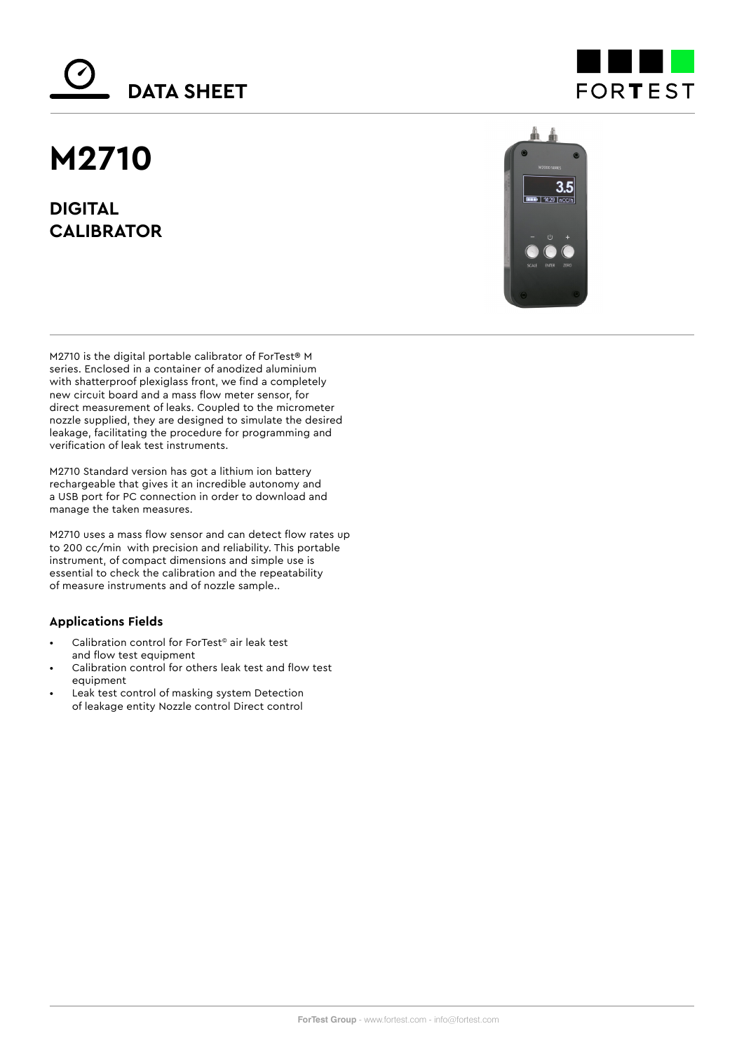# DATA SHEET

# M2710

## DIGITAL CALIBRATOR

M2710 is the digital portable calibrator of ForTest® M series. Enclosed in a container of anodized aluminium with shatterproof plexiglass front, we find a completely new circuit board and a mass flow meter sensor, for direct measurement of leaks. Coupled to the micrometer nozzle supplied, they are designed to simulate the desired leakage, facilitating the procedure for programming and verification of leak test instruments.

M2710 Standard version has got a lithium ion battery rechargeable that gives it an incredible autonomy and a USB port for PC connection in order to download and manage the taken measures.

M2710 uses a mass flow sensor and can detect flow rates up to 200 cc/min with precision and reliability. This portable instrument, of compact dimensions and simple use is essential to check the calibration and the repeatability of measure instruments and of nozzle sample..

### Applications Fields

- Calibration control for ForTest® air leak test and flow test equipment
- Calibration control for others leak test and flow test equipment
- Leak test control of masking system Detection of leakage entity Nozzle control Direct control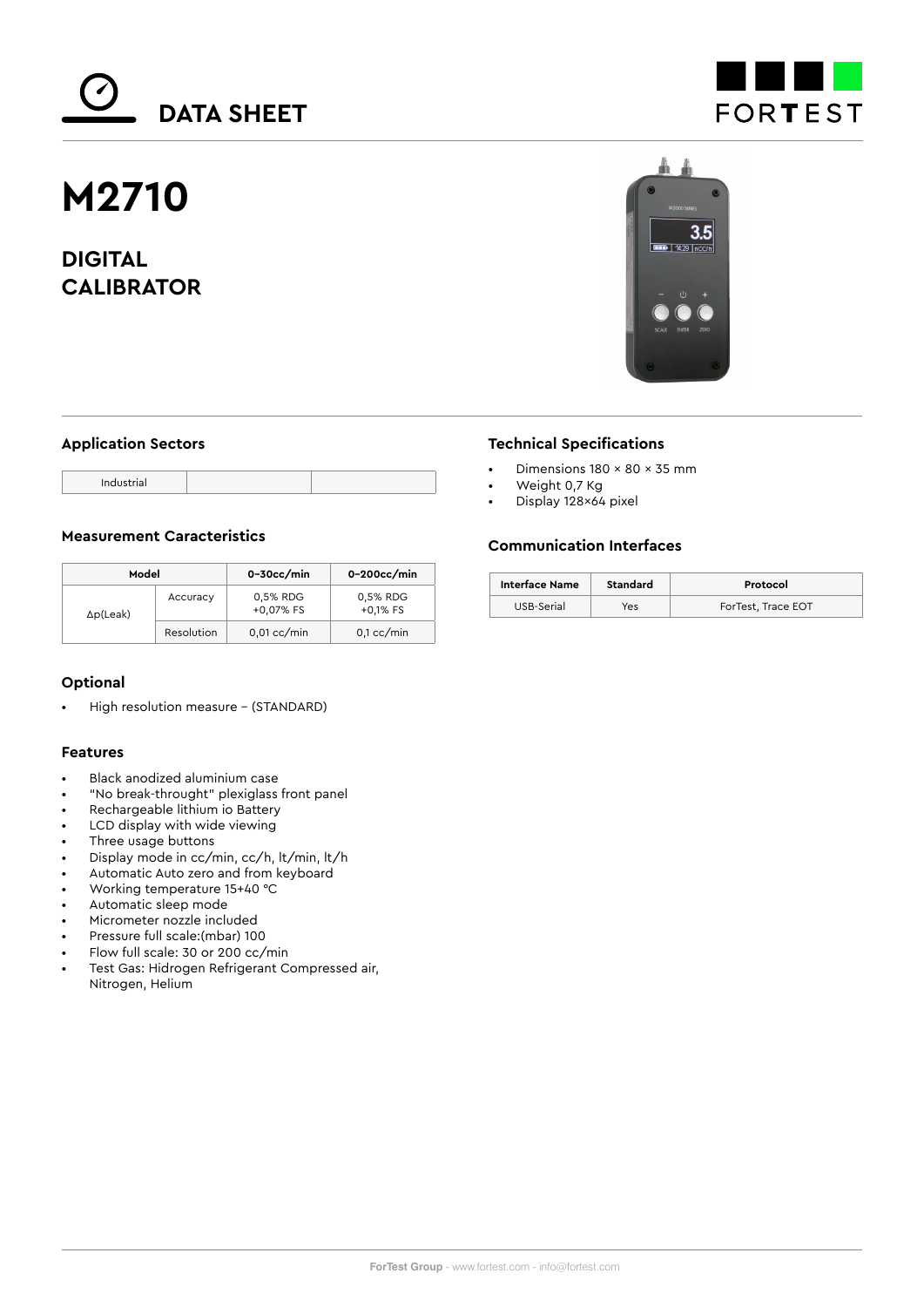# DATA SHEET

FORTEST

# M2710

## DIGITAL CALIBRATOR

### Application Sectors

| | | |
|---|---|---|
| Industrial | | |

### Measurement Caracteristics

| Model | | 0–30cc/min | 0–200cc/min |
|---|---|---|---|
| Δp(Leak) | Accuracy | 0,5% RDG +0,07% FS | 0,5% RDG +0,1% FS |
| | Resolution | 0,01 cc/min | 0,1 cc/min |

### Optional

- High resolution measure – (STANDARD)

### Features

- Black anodized aluminium case
- "No break-throught" plexiglass front panel
- Rechargeable lithium io Battery
- LCD display with wide viewing
- Three usage buttons
- Display mode in cc/min, cc/h, lt/min, lt/h
- Automatic Auto zero and from keyboard
- Working temperature 15+40 °C
- Automatic sleep mode
- Micrometer nozzle included
- Pressure full scale:(mbar) 100
- Flow full scale: 30 or 200 cc/min
- Test Gas: Hidrogen Refrigerant Compressed air, Nitrogen, Helium

### Technical Specifications

- Dimensions 180 × 80 × 35 mm
- Weight 0,7 Kg
- Display 128×64 pixel

### Communication Interfaces

| Interface Name | Standard | Protocol |
|---|---|---|
| USB-Serial | Yes | ForTest, Trace EOT |

**ForTest Group** - www.fortest.com - info@fortest.com